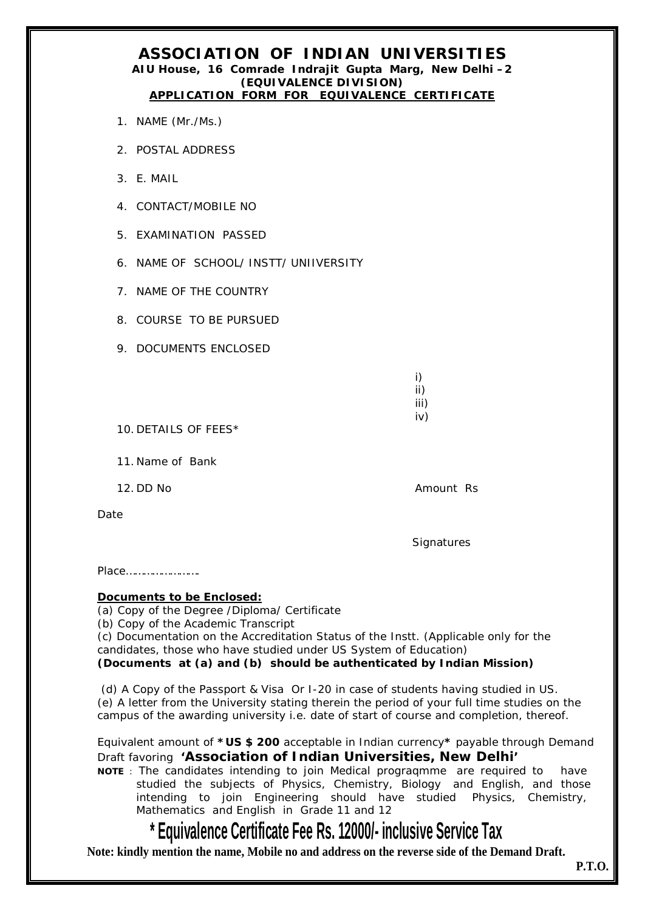# ASSOCIATION OF INDIAN UNIVERSITIES

**AIU House, 16 Comrade Indrajit Gupta Marg, New Delhi –2**

**(EQUIVALENCE DIVISION)**

**APPLICATION FORM FOR EQUIVALENCE CERTIFICATE**

1. NAME (Mr./Ms.)
2. POSTAL ADDRESS
3. E. MAIL
4. CONTACT/MOBILE NO
5. EXAMINATION PASSED
6. NAME OF SCHOOL/ INSTT/ UNIIVERSITY
7. NAME OF THE COUNTRY
8. COURSE TO BE PURSUED
9. DOCUMENTS ENCLOSED

   i)
   ii)
   iii)
   iv)

10. DETAILS OF FEES*
11. Name of Bank
12. DD No — Amount Rs

Date

Signatures

Place……………………

**Documents to be Enclosed:**

(a) Copy of the Degree /Diploma/ Certificate
(b) Copy of the Academic Transcript
(c) Documentation on the Accreditation Status of the Instt. (Applicable only for the candidates, those who have studied under US System of Education)
**(Documents at (a) and (b) should be authenticated by Indian Mission)**

(d) A Copy of the Passport & Visa Or I-20 in case of students having studied in US.
(e) A letter from the University stating therein the period of your full time studies on the campus of the awarding university i.e. date of start of course and completion, thereof.

Equivalent amount of ***US $ 200** acceptable in Indian currency* payable through Demand Draft favoring **'Association of Indian Universities, New Delhi'**

**NOTE** : The candidates intending to join Medical prograqmme are required to have studied the subjects of Physics, Chemistry, Biology and English, and those intending to join Engineering should have studied Physics, Chemistry, Mathematics and English in Grade 11 and 12

## * Equivalence Certificate Fee Rs. 12000/- inclusive Service Tax

**Note: kindly mention the name, Mobile no and address on the reverse side of the Demand Draft.**

**P.T.O.**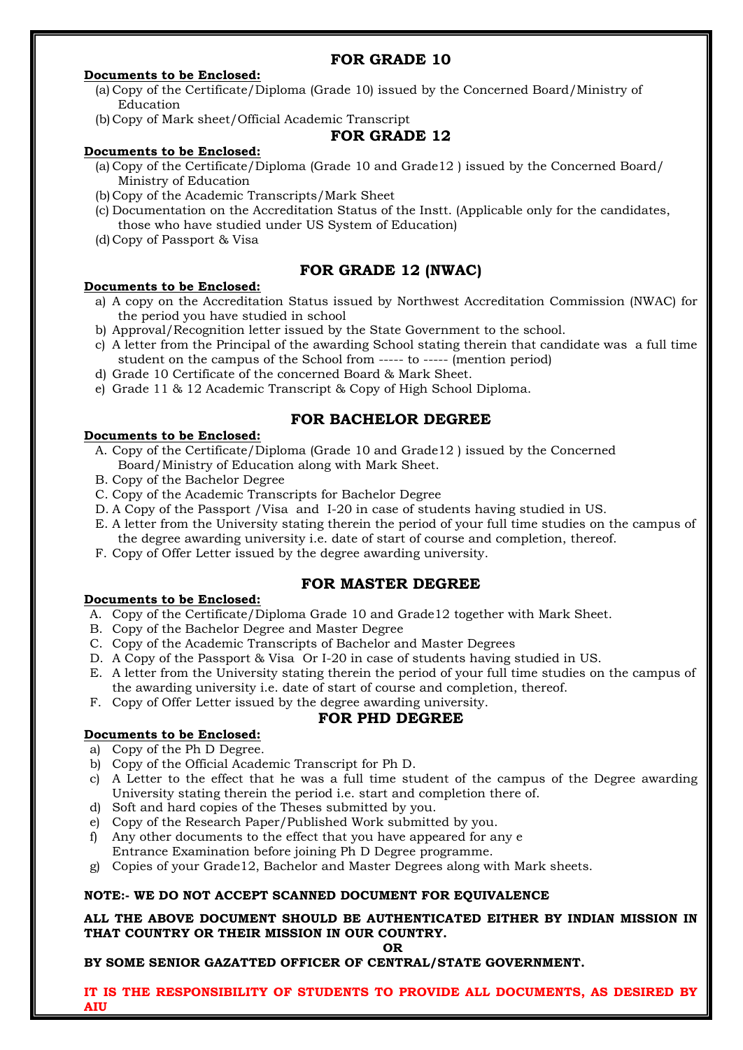## FOR GRADE 10

**Documents to be Enclosed:**

(a) Copy of the Certificate/Diploma (Grade 10) issued by the Concerned Board/Ministry of Education

(b) Copy of Mark sheet/Official Academic Transcript

## FOR GRADE 12

**Documents to be Enclosed:**

(a) Copy of the Certificate/Diploma (Grade 10 and Grade12 ) issued by the Concerned Board/ Ministry of Education

(b) Copy of the Academic Transcripts/Mark Sheet

(c) Documentation on the Accreditation Status of the Instt. (Applicable only for the candidates, those who have studied under US System of Education)

(d) Copy of Passport & Visa

## FOR GRADE 12 (NWAC)

**Documents to be Enclosed:**

a) A copy on the Accreditation Status issued by Northwest Accreditation Commission (NWAC) for the period you have studied in school

b) Approval/Recognition letter issued by the State Government to the school.

c) A letter from the Principal of the awarding School stating therein that candidate was a full time student on the campus of the School from ----- to ----- (mention period)

d) Grade 10 Certificate of the concerned Board & Mark Sheet.

e) Grade 11 & 12 Academic Transcript & Copy of High School Diploma.

## FOR BACHELOR DEGREE

**Documents to be Enclosed:**

A. Copy of the Certificate/Diploma (Grade 10 and Grade12 ) issued by the Concerned Board/Ministry of Education along with Mark Sheet.

B. Copy of the Bachelor Degree

C. Copy of the Academic Transcripts for Bachelor Degree

D. A Copy of the Passport /Visa and I-20 in case of students having studied in US.

E. A letter from the University stating therein the period of your full time studies on the campus of the degree awarding university i.e. date of start of course and completion, thereof.

F. Copy of Offer Letter issued by the degree awarding university.

## FOR MASTER DEGREE

**Documents to be Enclosed:**

A. Copy of the Certificate/Diploma Grade 10 and Grade12 together with Mark Sheet.

B. Copy of the Bachelor Degree and Master Degree

C. Copy of the Academic Transcripts of Bachelor and Master Degrees

D. A Copy of the Passport & Visa Or I-20 in case of students having studied in US.

E. A letter from the University stating therein the period of your full time studies on the campus of the awarding university i.e. date of start of course and completion, thereof.

F. Copy of Offer Letter issued by the degree awarding university.

## FOR PHD DEGREE

**Documents to be Enclosed:**

a) Copy of the Ph D Degree.

b) Copy of the Official Academic Transcript for Ph D.

c) A Letter to the effect that he was a full time student of the campus of the Degree awarding University stating therein the period i.e. start and completion there of.

d) Soft and hard copies of the Theses submitted by you.

e) Copy of the Research Paper/Published Work submitted by you.

f) Any other documents to the effect that you have appeared for any e Entrance Examination before joining Ph D Degree programme.

g) Copies of your Grade12, Bachelor and Master Degrees along with Mark sheets.

**NOTE:- WE DO NOT ACCEPT SCANNED DOCUMENT FOR EQUIVALENCE**

**ALL THE ABOVE DOCUMENT SHOULD BE AUTHENTICATED EITHER BY INDIAN MISSION IN THAT COUNTRY OR THEIR MISSION IN OUR COUNTRY.**

**OR**

**BY SOME SENIOR GAZATTED OFFICER OF CENTRAL/STATE GOVERNMENT.**

**IT IS THE RESPONSIBILITY OF STUDENTS TO PROVIDE ALL DOCUMENTS, AS DESIRED BY AIU**